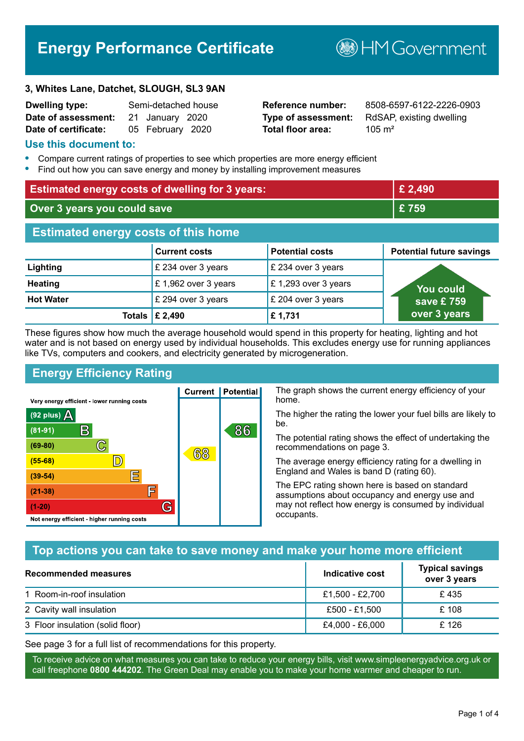# Energy Performance Certificate

HM Government

**3, Whites Lane, Datchet, SLOUGH, SL3 9AN**

| | | | |
|---|---|---|---|
| **Dwelling type:** | Semi-detached house | **Reference number:** | 8508-6597-6122-2226-0903 |
| **Date of assessment:** | 21 January 2020 | **Type of assessment:** | RdSAP, existing dwelling |
| **Date of certificate:** | 05 February 2020 | **Total floor area:** | 105 m² |

## Use this document to:

- Compare current ratings of properties to see which properties are more energy efficient
- Find out how you can save energy and money by installing improvement measures

| | |
|---|---|
| **Estimated energy costs of dwelling for 3 years:** | **£ 2,490** |
| **Over 3 years you could save** | **£ 759** |

## Estimated energy costs of this home

| | Current costs | Potential costs | Potential future savings |
|---|---|---|---|
| **Lighting** | £ 234 over 3 years | £ 234 over 3 years | You could save £ 759 over 3 years |
| **Heating** | £ 1,962 over 3 years | £ 1,293 over 3 years | |
| **Hot Water** | £ 294 over 3 years | £ 204 over 3 years | |
| **Totals** | **£ 2,490** | **£ 1,731** | |

These figures show how much the average household would spend in this property for heating, lighting and hot water and is not based on energy used by individual households. This excludes energy use for running appliances like TVs, computers and cookers, and electricity generated by microgeneration.

## Energy Efficiency Rating

Very energy efficient - lower running costs

| Rating | Band | Current | Potential |
|---|---|---|---|
| (92 plus) | A | | |
| (81-91) | B | | 86 |
| (69-80) | C | | |
| (55-68) | D | 68 | |
| (39-54) | E | | |
| (21-38) | F | | |
| (1-20) | G | | |

Not energy efficient - higher running costs

The graph shows the current energy efficiency of your home.

The higher the rating the lower your fuel bills are likely to be.

The potential rating shows the effect of undertaking the recommendations on page 3.

The average energy efficiency rating for a dwelling in England and Wales is band D (rating 60).

The EPC rating shown here is based on standard assumptions about occupancy and energy use and may not reflect how energy is consumed by individual occupants.

## Top actions you can take to save money and make your home more efficient

| Recommended measures | Indicative cost | Typical savings over 3 years |
|---|---|---|
| 1 Room-in-roof insulation | £1,500 - £2,700 | £ 435 |
| 2 Cavity wall insulation | £500 - £1,500 | £ 108 |
| 3 Floor insulation (solid floor) | £4,000 - £6,000 | £ 126 |

See page 3 for a full list of recommendations for this property.

To receive advice on what measures you can take to reduce your energy bills, visit www.simpleenergyadvice.org.uk or call freephone **0800 444202**. The Green Deal may enable you to make your home warmer and cheaper to run.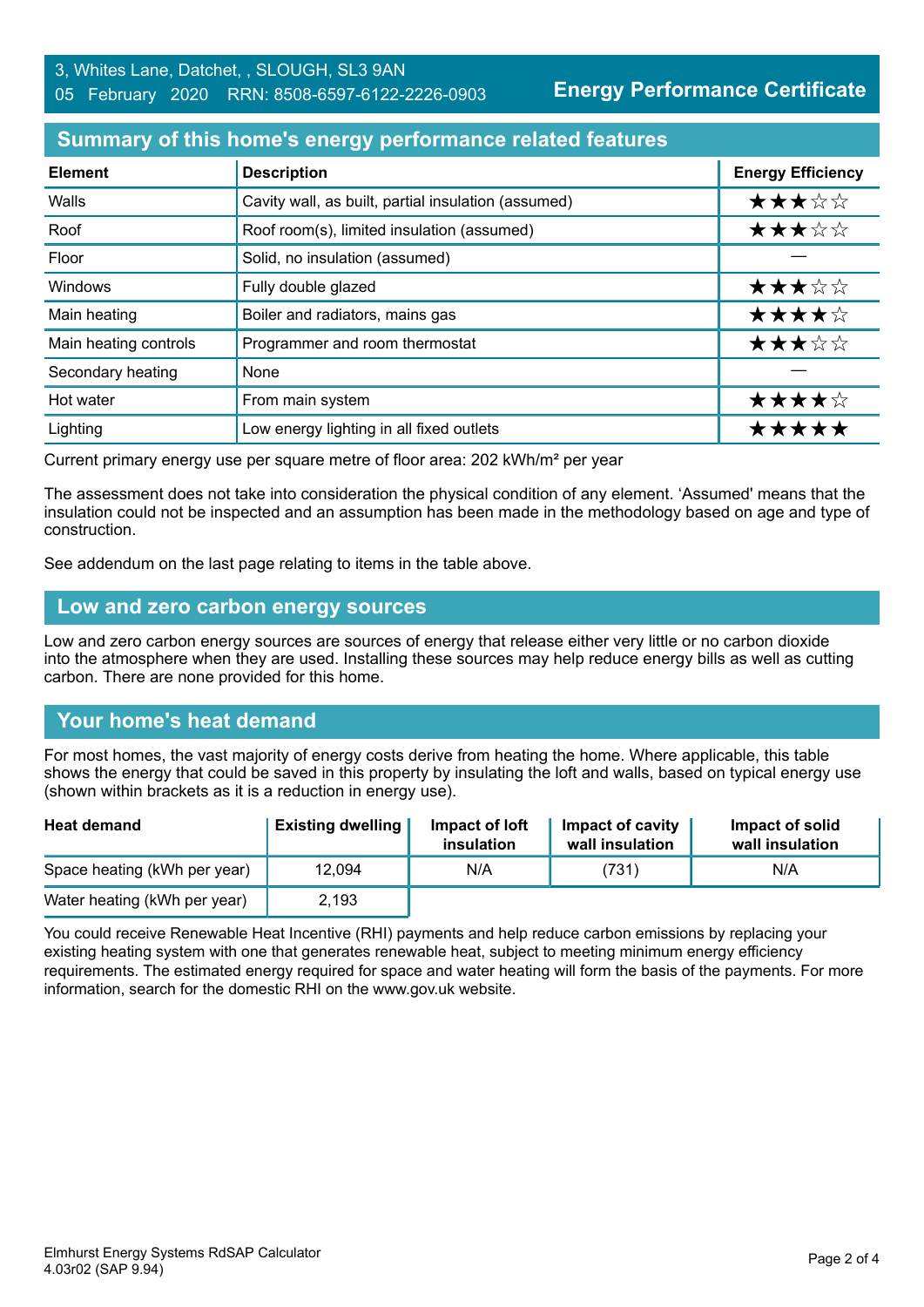3, Whites Lane, Datchet, , SLOUGH, SL3 9AN
05 February 2020 RRN: 8508-6597-6122-2226-0903

**Energy Performance Certificate**

## Summary of this home's energy performance related features

| Element | Description | Energy Efficiency |
|---|---|---|
| Walls | Cavity wall, as built, partial insulation (assumed) | ★★★☆☆ |
| Roof | Roof room(s), limited insulation (assumed) | ★★★☆☆ |
| Floor | Solid, no insulation (assumed) | — |
| Windows | Fully double glazed | ★★★☆☆ |
| Main heating | Boiler and radiators, mains gas | ★★★★☆ |
| Main heating controls | Programmer and room thermostat | ★★★☆☆ |
| Secondary heating | None | — |
| Hot water | From main system | ★★★★☆ |
| Lighting | Low energy lighting in all fixed outlets | ★★★★★ |

Current primary energy use per square metre of floor area: 202 kWh/m² per year

The assessment does not take into consideration the physical condition of any element. 'Assumed' means that the insulation could not be inspected and an assumption has been made in the methodology based on age and type of construction.

See addendum on the last page relating to items in the table above.

## Low and zero carbon energy sources

Low and zero carbon energy sources are sources of energy that release either very little or no carbon dioxide into the atmosphere when they are used. Installing these sources may help reduce energy bills as well as cutting carbon. There are none provided for this home.

## Your home's heat demand

For most homes, the vast majority of energy costs derive from heating the home. Where applicable, this table shows the energy that could be saved in this property by insulating the loft and walls, based on typical energy use (shown within brackets as it is a reduction in energy use).

| Heat demand | Existing dwelling | Impact of loft insulation | Impact of cavity wall insulation | Impact of solid wall insulation |
|---|---|---|---|---|
| Space heating (kWh per year) | 12,094 | N/A | (731) | N/A |
| Water heating (kWh per year) | 2,193 | | | |

You could receive Renewable Heat Incentive (RHI) payments and help reduce carbon emissions by replacing your existing heating system with one that generates renewable heat, subject to meeting minimum energy efficiency requirements. The estimated energy required for space and water heating will form the basis of the payments. For more information, search for the domestic RHI on the www.gov.uk website.

Elmhurst Energy Systems RdSAP Calculator 4.03r02 (SAP 9.94)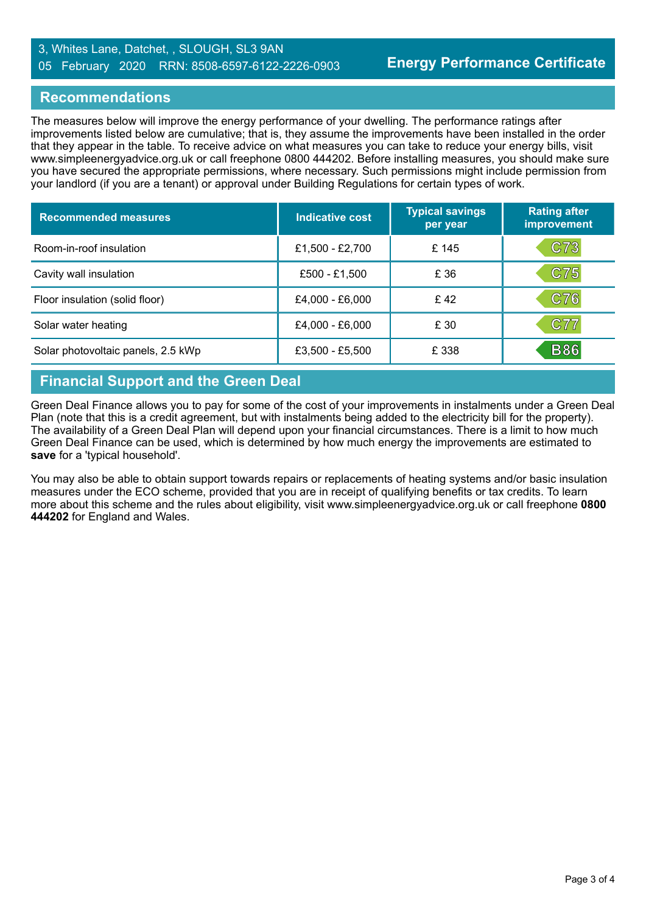3, Whites Lane, Datchet, , SLOUGH, SL3 9AN
05 February 2020 RRN: 8508-6597-6122-2226-0903

**Energy Performance Certificate**

## Recommendations

The measures below will improve the energy performance of your dwelling. The performance ratings after improvements listed below are cumulative; that is, they assume the improvements have been installed in the order that they appear in the table. To receive advice on what measures you can take to reduce your energy bills, visit www.simpleenergyadvice.org.uk or call freephone 0800 444202. Before installing measures, you should make sure you have secured the appropriate permissions, where necessary. Such permissions might include permission from your landlord (if you are a tenant) or approval under Building Regulations for certain types of work.

| Recommended measures | Indicative cost | Typical savings per year | Rating after improvement |
|---|---|---|---|
| Room-in-roof insulation | £1,500 - £2,700 | £ 145 | C73 |
| Cavity wall insulation | £500 - £1,500 | £ 36 | C75 |
| Floor insulation (solid floor) | £4,000 - £6,000 | £ 42 | C76 |
| Solar water heating | £4,000 - £6,000 | £ 30 | C77 |
| Solar photovoltaic panels, 2.5 kWp | £3,500 - £5,500 | £ 338 | B86 |

## Financial Support and the Green Deal

Green Deal Finance allows you to pay for some of the cost of your improvements in instalments under a Green Deal Plan (note that this is a credit agreement, but with instalments being added to the electricity bill for the property). The availability of a Green Deal Plan will depend upon your financial circumstances. There is a limit to how much Green Deal Finance can be used, which is determined by how much energy the improvements are estimated to **save** for a 'typical household'.

You may also be able to obtain support towards repairs or replacements of heating systems and/or basic insulation measures under the ECO scheme, provided that you are in receipt of qualifying benefits or tax credits. To learn more about this scheme and the rules about eligibility, visit www.simpleenergyadvice.org.uk or call freephone **0800 444202** for England and Wales.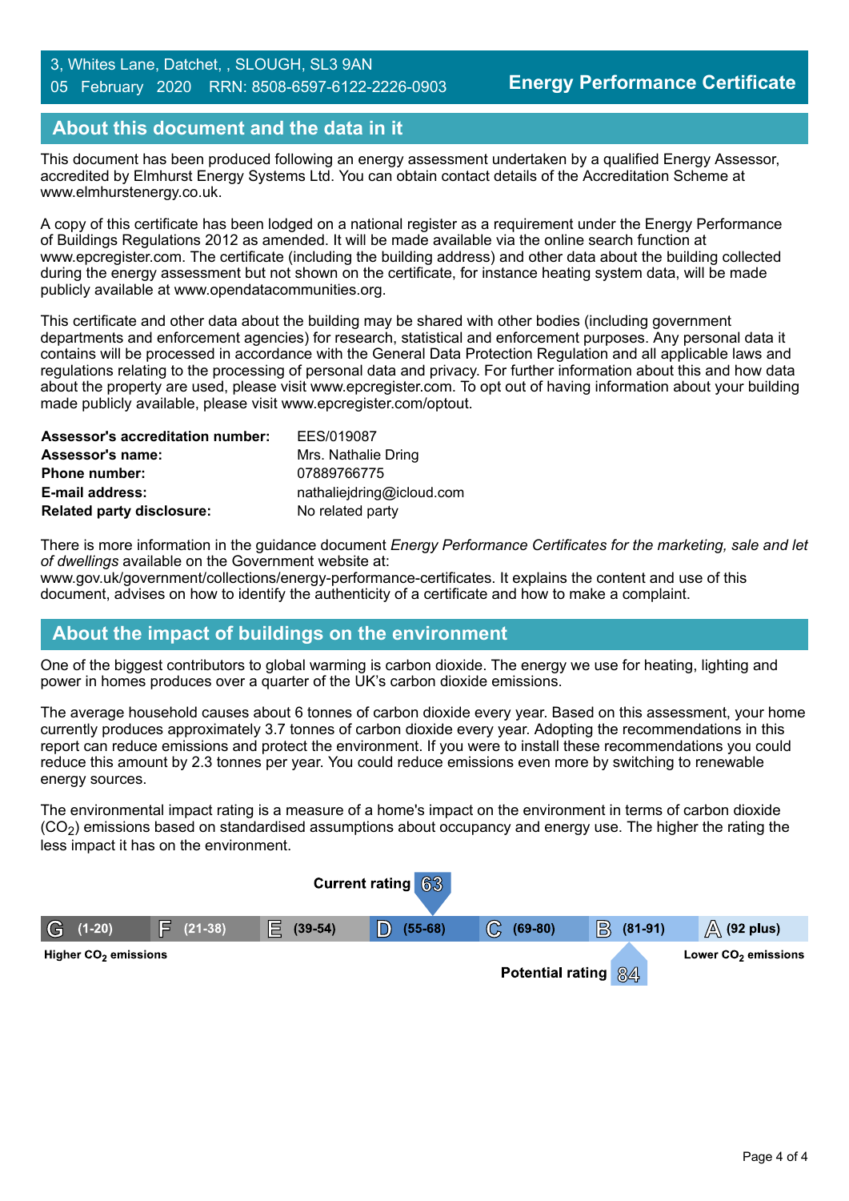3, Whites Lane, Datchet, , SLOUGH, SL3 9AN
05 February 2020 RRN: 8508-6597-6122-2226-0903

**Energy Performance Certificate**

## About this document and the data in it

This document has been produced following an energy assessment undertaken by a qualified Energy Assessor, accredited by Elmhurst Energy Systems Ltd. You can obtain contact details of the Accreditation Scheme at www.elmhurstenergy.co.uk.

A copy of this certificate has been lodged on a national register as a requirement under the Energy Performance of Buildings Regulations 2012 as amended. It will be made available via the online search function at www.epcregister.com. The certificate (including the building address) and other data about the building collected during the energy assessment but not shown on the certificate, for instance heating system data, will be made publicly available at www.opendatacommunities.org.

This certificate and other data about the building may be shared with other bodies (including government departments and enforcement agencies) for research, statistical and enforcement purposes. Any personal data it contains will be processed in accordance with the General Data Protection Regulation and all applicable laws and regulations relating to the processing of personal data and privacy. For further information about this and how data about the property are used, please visit www.epcregister.com. To opt out of having information about your building made publicly available, please visit www.epcregister.com/optout.

| | |
|---|---|
| **Assessor's accreditation number:** | EES/019087 |
| **Assessor's name:** | Mrs. Nathalie Dring |
| **Phone number:** | 07889766775 |
| **E-mail address:** | nathaliejdring@icloud.com |
| **Related party disclosure:** | No related party |

There is more information in the guidance document *Energy Performance Certificates for the marketing, sale and let of dwellings* available on the Government website at: www.gov.uk/government/collections/energy-performance-certificates. It explains the content and use of this document, advises on how to identify the authenticity of a certificate and how to make a complaint.

## About the impact of buildings on the environment

One of the biggest contributors to global warming is carbon dioxide. The energy we use for heating, lighting and power in homes produces over a quarter of the UK's carbon dioxide emissions.

The average household causes about 6 tonnes of carbon dioxide every year. Based on this assessment, your home currently produces approximately 3.7 tonnes of carbon dioxide every year. Adopting the recommendations in this report can reduce emissions and protect the environment. If you were to install these recommendations you could reduce this amount by 2.3 tonnes per year. You could reduce emissions even more by switching to renewable energy sources.

The environmental impact rating is a measure of a home's impact on the environment in terms of carbon dioxide ($CO_2$) emissions based on standardised assumptions about occupancy and energy use. The higher the rating the less impact it has on the environment.

Current rating 63

G (1-20)
F (21-38)
E (39-54)
D (55-68)
C (69-80)
B (81-91)
A (92 plus)

Higher $CO_2$ emissions

Lower $CO_2$ emissions

Potential rating 84